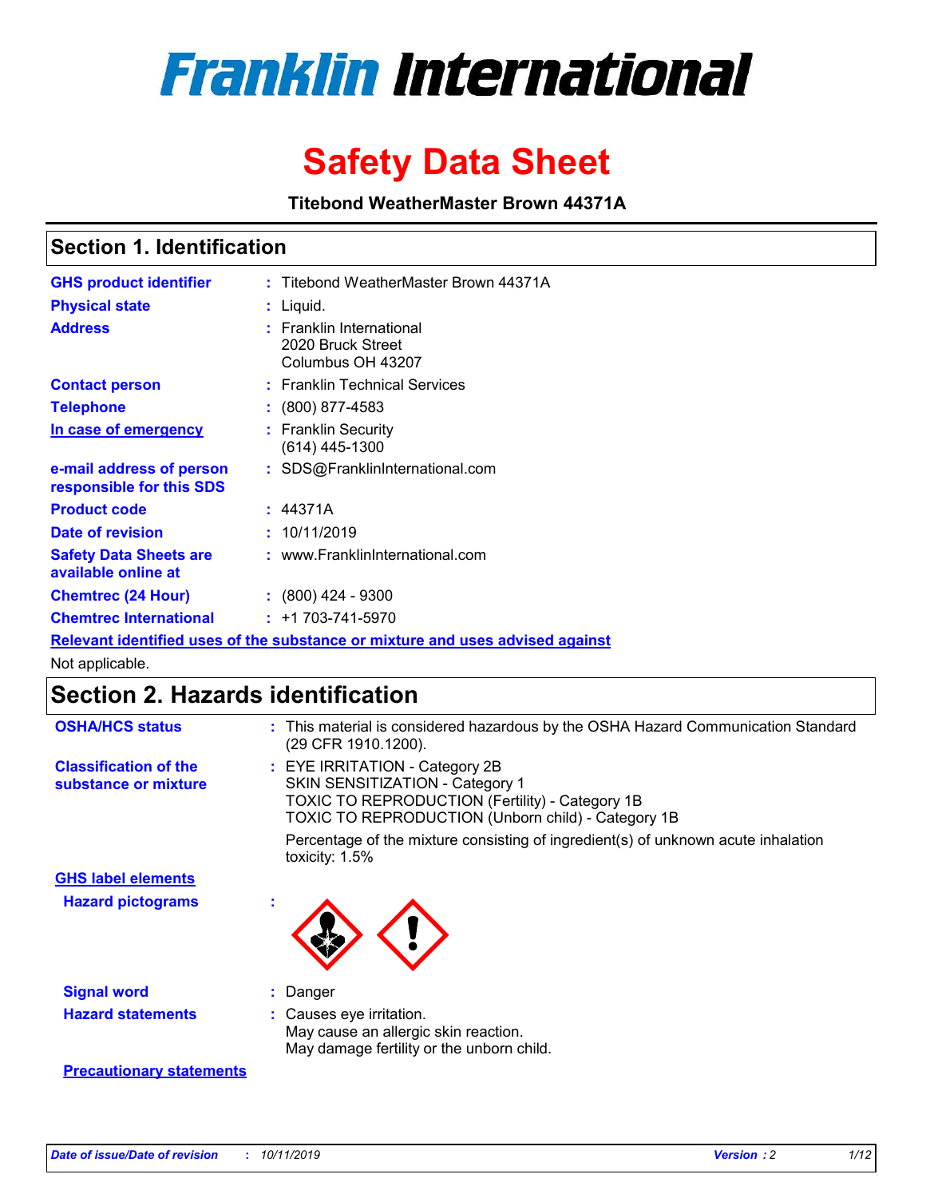# Franklin International

# Safety Data Sheet

**Titebond WeatherMaster Brown 44371A**

## Section 1. Identification

| | | |
|---|---|---|
| **GHS product identifier** | : | Titebond WeatherMaster Brown 44371A |
| **Physical state** | : | Liquid. |
| **Address** | : | Franklin International<br>2020 Bruck Street<br>Columbus OH 43207 |
| **Contact person** | : | Franklin Technical Services |
| **Telephone** | : | (800) 877-4583 |
| **In case of emergency** | : | Franklin Security<br>(614) 445-1300 |
| **e-mail address of person responsible for this SDS** | : | SDS@FranklinInternational.com |
| **Product code** | : | 44371A |
| **Date of revision** | : | 10/11/2019 |
| **Safety Data Sheets are available online at** | : | www.FranklinInternational.com |
| **Chemtrec (24 Hour)** | : | (800) 424 - 9300 |
| **Chemtrec International** | : | +1 703-741-5970 |

**Relevant identified uses of the substance or mixture and uses advised against**

Not applicable.

## Section 2. Hazards identification

| | | |
|---|---|---|
| **OSHA/HCS status** | : | This material is considered hazardous by the OSHA Hazard Communication Standard (29 CFR 1910.1200). |
| **Classification of the substance or mixture** | : | EYE IRRITATION - Category 2B<br>SKIN SENSITIZATION - Category 1<br>TOXIC TO REPRODUCTION (Fertility) - Category 1B<br>TOXIC TO REPRODUCTION (Unborn child) - Category 1B<br><br>Percentage of the mixture consisting of ingredient(s) of unknown acute inhalation toxicity: 1.5% |

**GHS label elements**

| | | |
|---|---|---|
| **Hazard pictograms** | : | |
| **Signal word** | : | Danger |
| **Hazard statements** | : | Causes eye irritation.<br>May cause an allergic skin reaction.<br>May damage fertility or the unborn child. |

**Precautionary statements**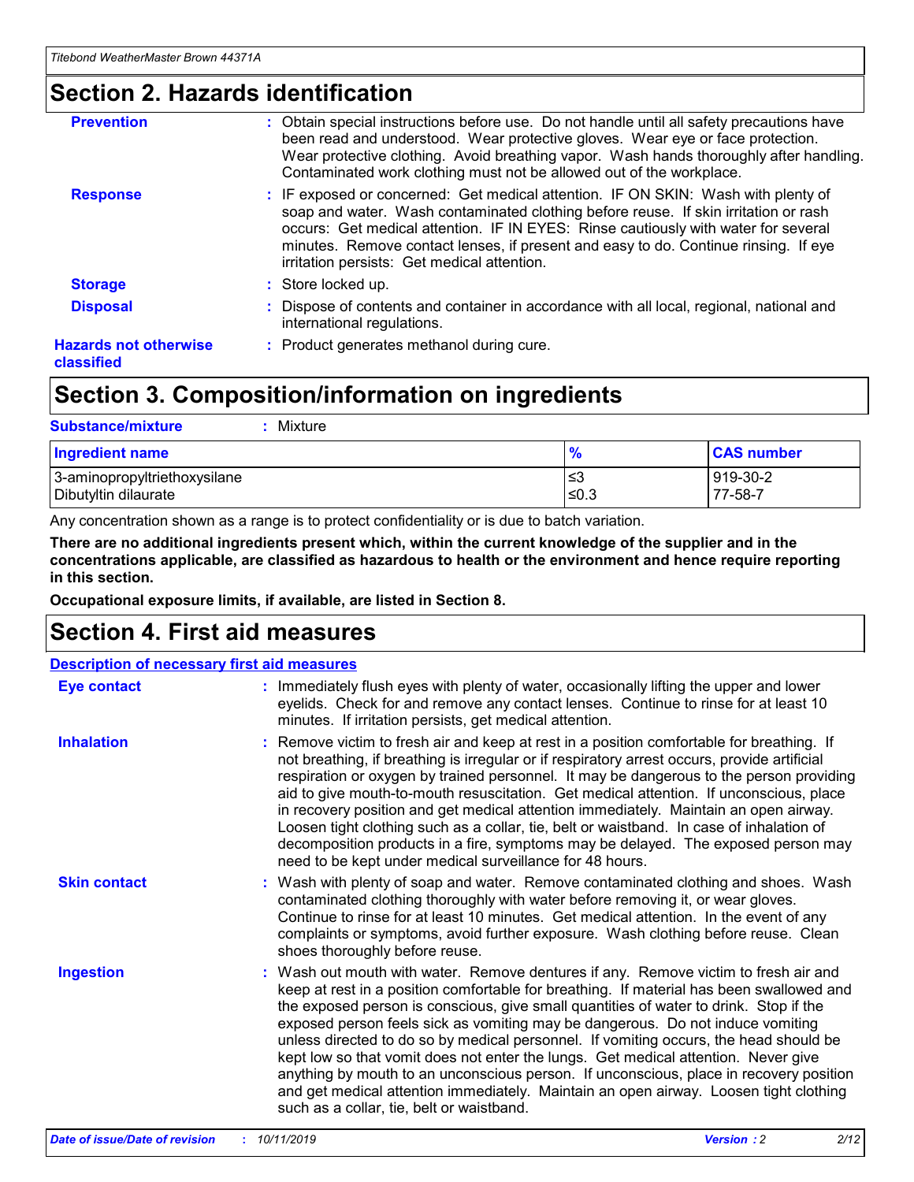## Section 2. Hazards identification

**Prevention** : Obtain special instructions before use. Do not handle until all safety precautions have been read and understood. Wear protective gloves. Wear eye or face protection. Wear protective clothing. Avoid breathing vapor. Wash hands thoroughly after handling. Contaminated work clothing must not be allowed out of the workplace.

**Response** : IF exposed or concerned: Get medical attention. IF ON SKIN: Wash with plenty of soap and water. Wash contaminated clothing before reuse. If skin irritation or rash occurs: Get medical attention. IF IN EYES: Rinse cautiously with water for several minutes. Remove contact lenses, if present and easy to do. Continue rinsing. If eye irritation persists: Get medical attention.

**Storage** : Store locked up.

**Disposal** : Dispose of contents and container in accordance with all local, regional, national and international regulations.

**Hazards not otherwise classified** : Product generates methanol during cure.

## Section 3. Composition/information on ingredients

**Substance/mixture** : Mixture

| Ingredient name | % | CAS number |
|---|---|---|
| 3-aminopropyltriethoxysilane | ≤3 | 919-30-2 |
| Dibutyltin dilaurate | ≤0.3 | 77-58-7 |

Any concentration shown as a range is to protect confidentiality or is due to batch variation.

**There are no additional ingredients present which, within the current knowledge of the supplier and in the concentrations applicable, are classified as hazardous to health or the environment and hence require reporting in this section.**

**Occupational exposure limits, if available, are listed in Section 8.**

## Section 4. First aid measures

**Description of necessary first aid measures**

**Eye contact** : Immediately flush eyes with plenty of water, occasionally lifting the upper and lower eyelids. Check for and remove any contact lenses. Continue to rinse for at least 10 minutes. If irritation persists, get medical attention.

**Inhalation** : Remove victim to fresh air and keep at rest in a position comfortable for breathing. If not breathing, if breathing is irregular or if respiratory arrest occurs, provide artificial respiration or oxygen by trained personnel. It may be dangerous to the person providing aid to give mouth-to-mouth resuscitation. Get medical attention. If unconscious, place in recovery position and get medical attention immediately. Maintain an open airway. Loosen tight clothing such as a collar, tie, belt or waistband. In case of inhalation of decomposition products in a fire, symptoms may be delayed. The exposed person may need to be kept under medical surveillance for 48 hours.

**Skin contact** : Wash with plenty of soap and water. Remove contaminated clothing and shoes. Wash contaminated clothing thoroughly with water before removing it, or wear gloves. Continue to rinse for at least 10 minutes. Get medical attention. In the event of any complaints or symptoms, avoid further exposure. Wash clothing before reuse. Clean shoes thoroughly before reuse.

**Ingestion** : Wash out mouth with water. Remove dentures if any. Remove victim to fresh air and keep at rest in a position comfortable for breathing. If material has been swallowed and the exposed person is conscious, give small quantities of water to drink. Stop if the exposed person feels sick as vomiting may be dangerous. Do not induce vomiting unless directed to do so by medical personnel. If vomiting occurs, the head should be kept low so that vomit does not enter the lungs. Get medical attention. Never give anything by mouth to an unconscious person. If unconscious, place in recovery position and get medical attention immediately. Maintain an open airway. Loosen tight clothing such as a collar, tie, belt or waistband.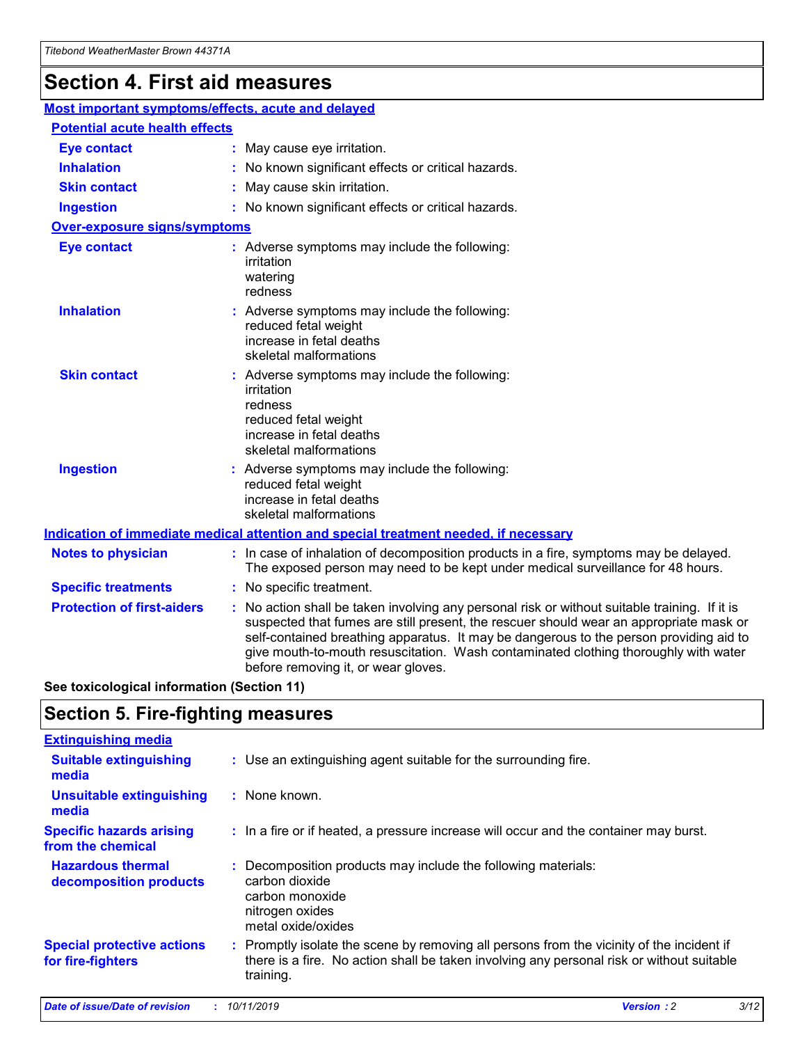# Section 4. First aid measures

## Most important symptoms/effects, acute and delayed

### Potential acute health effects

**Eye contact** : May cause eye irritation.

**Inhalation** : No known significant effects or critical hazards.

**Skin contact** : May cause skin irritation.

**Ingestion** : No known significant effects or critical hazards.

### Over-exposure signs/symptoms

**Eye contact** : Adverse symptoms may include the following:
irritation
watering
redness

**Inhalation** : Adverse symptoms may include the following:
reduced fetal weight
increase in fetal deaths
skeletal malformations

**Skin contact** : Adverse symptoms may include the following:
irritation
redness
reduced fetal weight
increase in fetal deaths
skeletal malformations

**Ingestion** : Adverse symptoms may include the following:
reduced fetal weight
increase in fetal deaths
skeletal malformations

## Indication of immediate medical attention and special treatment needed, if necessary

**Notes to physician** : In case of inhalation of decomposition products in a fire, symptoms may be delayed. The exposed person may need to be kept under medical surveillance for 48 hours.

**Specific treatments** : No specific treatment.

**Protection of first-aiders** : No action shall be taken involving any personal risk or without suitable training. If it is suspected that fumes are still present, the rescuer should wear an appropriate mask or self-contained breathing apparatus. It may be dangerous to the person providing aid to give mouth-to-mouth resuscitation. Wash contaminated clothing thoroughly with water before removing it, or wear gloves.

**See toxicological information (Section 11)**

# Section 5. Fire-fighting measures

## Extinguishing media

**Suitable extinguishing media** : Use an extinguishing agent suitable for the surrounding fire.

**Unsuitable extinguishing media** : None known.

**Specific hazards arising from the chemical** : In a fire or if heated, a pressure increase will occur and the container may burst.

**Hazardous thermal decomposition products** : Decomposition products may include the following materials:
carbon dioxide
carbon monoxide
nitrogen oxides
metal oxide/oxides

**Special protective actions for fire-fighters** : Promptly isolate the scene by removing all persons from the vicinity of the incident if there is a fire. No action shall be taken involving any personal risk or without suitable training.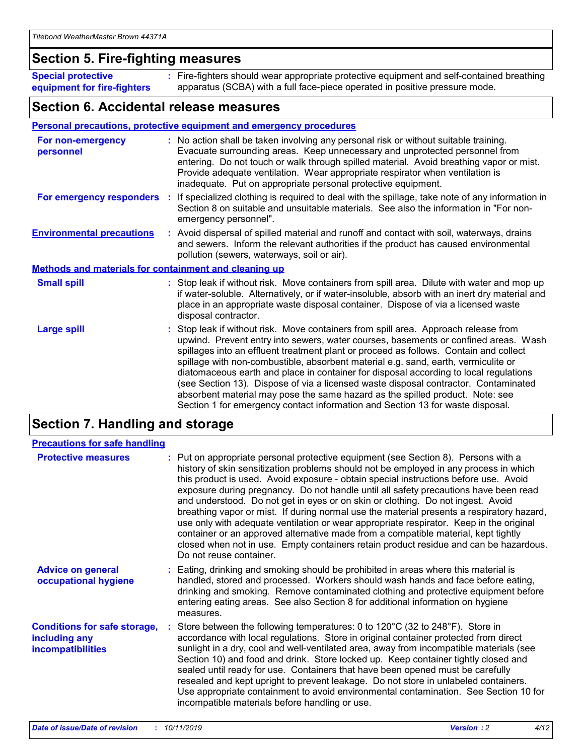## Section 5. Fire-fighting measures

**Special protective equipment for fire-fighters** : Fire-fighters should wear appropriate protective equipment and self-contained breathing apparatus (SCBA) with a full face-piece operated in positive pressure mode.

## Section 6. Accidental release measures

### Personal precautions, protective equipment and emergency procedures

**For non-emergency personnel** : No action shall be taken involving any personal risk or without suitable training. Evacuate surrounding areas. Keep unnecessary and unprotected personnel from entering. Do not touch or walk through spilled material. Avoid breathing vapor or mist. Provide adequate ventilation. Wear appropriate respirator when ventilation is inadequate. Put on appropriate personal protective equipment.

**For emergency responders** : If specialized clothing is required to deal with the spillage, take note of any information in Section 8 on suitable and unsuitable materials. See also the information in "For non-emergency personnel".

**Environmental precautions** : Avoid dispersal of spilled material and runoff and contact with soil, waterways, drains and sewers. Inform the relevant authorities if the product has caused environmental pollution (sewers, waterways, soil or air).

### Methods and materials for containment and cleaning up

**Small spill** : Stop leak if without risk. Move containers from spill area. Dilute with water and mop up if water-soluble. Alternatively, or if water-insoluble, absorb with an inert dry material and place in an appropriate waste disposal container. Dispose of via a licensed waste disposal contractor.

**Large spill** : Stop leak if without risk. Move containers from spill area. Approach release from upwind. Prevent entry into sewers, water courses, basements or confined areas. Wash spillages into an effluent treatment plant or proceed as follows. Contain and collect spillage with non-combustible, absorbent material e.g. sand, earth, vermiculite or diatomaceous earth and place in container for disposal according to local regulations (see Section 13). Dispose of via a licensed waste disposal contractor. Contaminated absorbent material may pose the same hazard as the spilled product. Note: see Section 1 for emergency contact information and Section 13 for waste disposal.

## Section 7. Handling and storage

### Precautions for safe handling

**Protective measures** : Put on appropriate personal protective equipment (see Section 8). Persons with a history of skin sensitization problems should not be employed in any process in which this product is used. Avoid exposure - obtain special instructions before use. Avoid exposure during pregnancy. Do not handle until all safety precautions have been read and understood. Do not get in eyes or on skin or clothing. Do not ingest. Avoid breathing vapor or mist. If during normal use the material presents a respiratory hazard, use only with adequate ventilation or wear appropriate respirator. Keep in the original container or an approved alternative made from a compatible material, kept tightly closed when not in use. Empty containers retain product residue and can be hazardous. Do not reuse container.

**Advice on general occupational hygiene** : Eating, drinking and smoking should be prohibited in areas where this material is handled, stored and processed. Workers should wash hands and face before eating, drinking and smoking. Remove contaminated clothing and protective equipment before entering eating areas. See also Section 8 for additional information on hygiene measures.

**Conditions for safe storage, including any incompatibilities** : Store between the following temperatures: 0 to 120°C (32 to 248°F). Store in accordance with local regulations. Store in original container protected from direct sunlight in a dry, cool and well-ventilated area, away from incompatible materials (see Section 10) and food and drink. Store locked up. Keep container tightly closed and sealed until ready for use. Containers that have been opened must be carefully resealed and kept upright to prevent leakage. Do not store in unlabeled containers. Use appropriate containment to avoid environmental contamination. See Section 10 for incompatible materials before handling or use.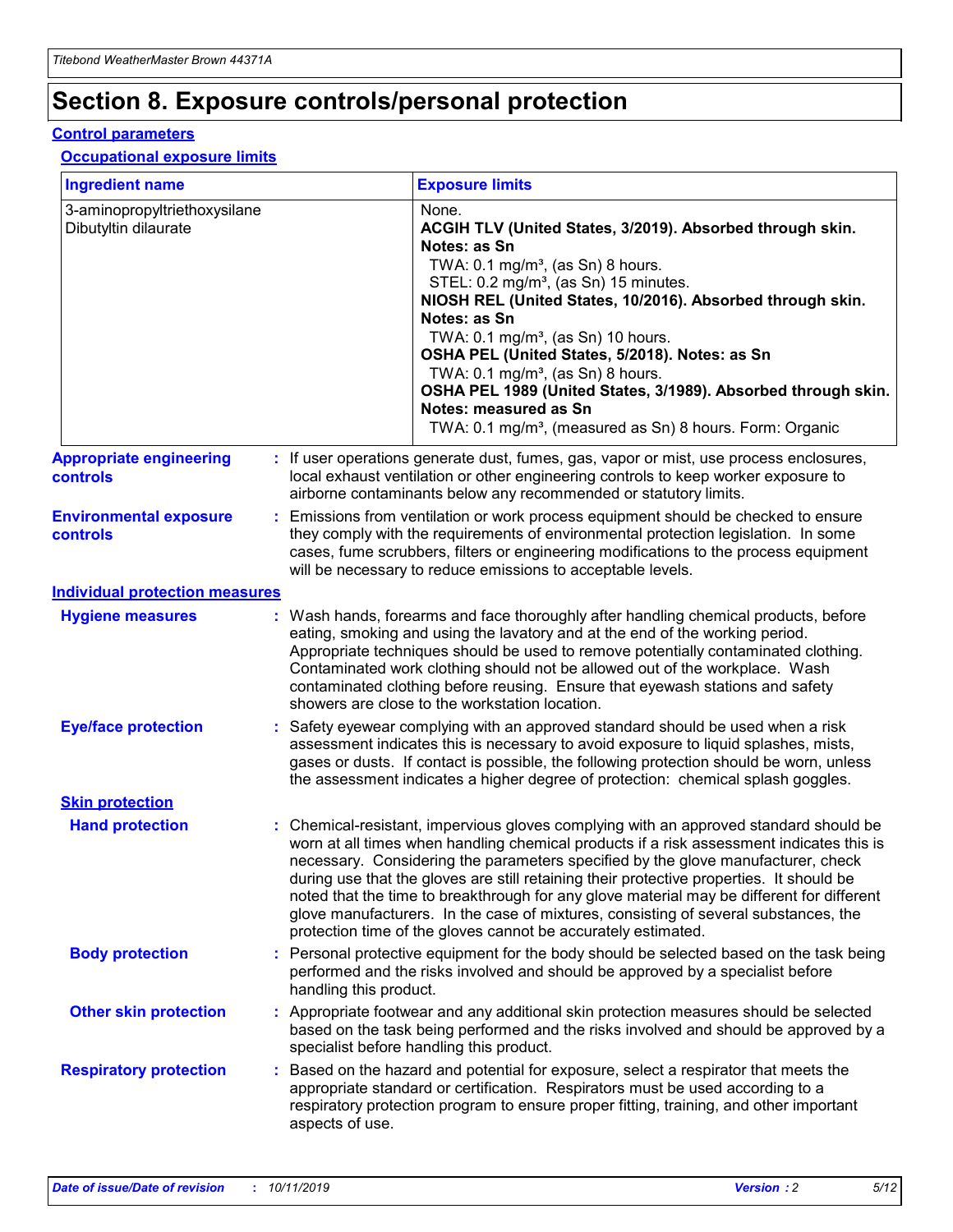# Section 8. Exposure controls/personal protection

## Control parameters

### Occupational exposure limits

| Ingredient name | Exposure limits |
| --- | --- |
| 3-aminopropyltriethoxysilane<br>Dibutyltin dilaurate | None.<br>**ACGIH TLV (United States, 3/2019). Absorbed through skin. Notes: as Sn**<br>TWA: 0.1 mg/m³, (as Sn) 8 hours.<br>STEL: 0.2 mg/m³, (as Sn) 15 minutes.<br>**NIOSH REL (United States, 10/2016). Absorbed through skin. Notes: as Sn**<br>TWA: 0.1 mg/m³, (as Sn) 10 hours.<br>**OSHA PEL (United States, 5/2018). Notes: as Sn**<br>TWA: 0.1 mg/m³, (as Sn) 8 hours.<br>**OSHA PEL 1989 (United States, 3/1989). Absorbed through skin. Notes: measured as Sn**<br>TWA: 0.1 mg/m³, (measured as Sn) 8 hours. Form: Organic |

**Appropriate engineering controls** : If user operations generate dust, fumes, gas, vapor or mist, use process enclosures, local exhaust ventilation or other engineering controls to keep worker exposure to airborne contaminants below any recommended or statutory limits.

**Environmental exposure controls** : Emissions from ventilation or work process equipment should be checked to ensure they comply with the requirements of environmental protection legislation. In some cases, fume scrubbers, filters or engineering modifications to the process equipment will be necessary to reduce emissions to acceptable levels.

## Individual protection measures

**Hygiene measures** : Wash hands, forearms and face thoroughly after handling chemical products, before eating, smoking and using the lavatory and at the end of the working period. Appropriate techniques should be used to remove potentially contaminated clothing. Contaminated work clothing should not be allowed out of the workplace. Wash contaminated clothing before reusing. Ensure that eyewash stations and safety showers are close to the workstation location.

**Eye/face protection** : Safety eyewear complying with an approved standard should be used when a risk assessment indicates this is necessary to avoid exposure to liquid splashes, mists, gases or dusts. If contact is possible, the following protection should be worn, unless the assessment indicates a higher degree of protection: chemical splash goggles.

### Skin protection

**Hand protection** : Chemical-resistant, impervious gloves complying with an approved standard should be worn at all times when handling chemical products if a risk assessment indicates this is necessary. Considering the parameters specified by the glove manufacturer, check during use that the gloves are still retaining their protective properties. It should be noted that the time to breakthrough for any glove material may be different for different glove manufacturers. In the case of mixtures, consisting of several substances, the protection time of the gloves cannot be accurately estimated.

**Body protection** : Personal protective equipment for the body should be selected based on the task being performed and the risks involved and should be approved by a specialist before handling this product.

**Other skin protection** : Appropriate footwear and any additional skin protection measures should be selected based on the task being performed and the risks involved and should be approved by a specialist before handling this product.

**Respiratory protection** : Based on the hazard and potential for exposure, select a respirator that meets the appropriate standard or certification. Respirators must be used according to a respiratory protection program to ensure proper fitting, training, and other important aspects of use.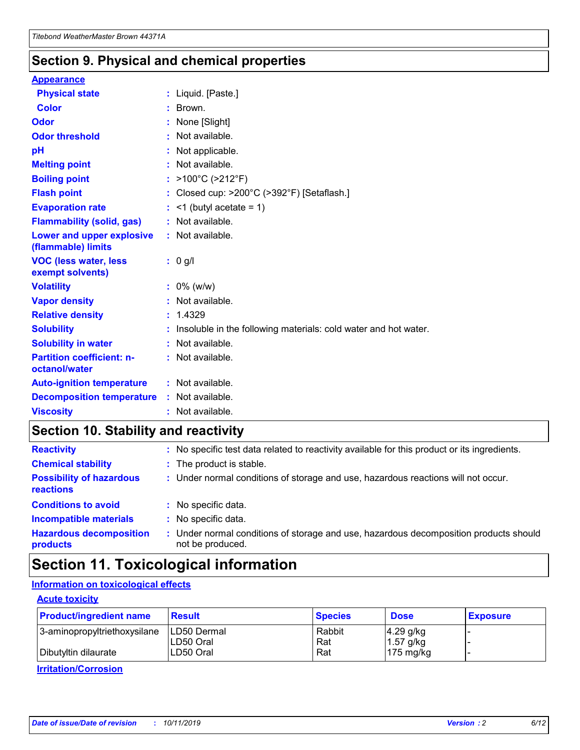## Section 9. Physical and chemical properties

### Appearance

| | |
|---|---|
| **Physical state** | : Liquid. [Paste.] |
| **Color** | : Brown. |
| **Odor** | : None [Slight] |
| **Odor threshold** | : Not available. |
| **pH** | : Not applicable. |
| **Melting point** | : Not available. |
| **Boiling point** | : >100°C (>212°F) |
| **Flash point** | : Closed cup: >200°C (>392°F) [Setaflash.] |
| **Evaporation rate** | : <1 (butyl acetate = 1) |
| **Flammability (solid, gas)** | : Not available. |
| **Lower and upper explosive (flammable) limits** | : Not available. |
| **VOC (less water, less exempt solvents)** | : 0 g/l |
| **Volatility** | : 0% (w/w) |
| **Vapor density** | : Not available. |
| **Relative density** | : 1.4329 |
| **Solubility** | : Insoluble in the following materials: cold water and hot water. |
| **Solubility in water** | : Not available. |
| **Partition coefficient: n-octanol/water** | : Not available. |
| **Auto-ignition temperature** | : Not available. |
| **Decomposition temperature** | : Not available. |
| **Viscosity** | : Not available. |

## Section 10. Stability and reactivity

| | |
|---|---|
| **Reactivity** | : No specific test data related to reactivity available for this product or its ingredients. |
| **Chemical stability** | : The product is stable. |
| **Possibility of hazardous reactions** | : Under normal conditions of storage and use, hazardous reactions will not occur. |
| **Conditions to avoid** | : No specific data. |
| **Incompatible materials** | : No specific data. |
| **Hazardous decomposition products** | : Under normal conditions of storage and use, hazardous decomposition products should not be produced. |

## Section 11. Toxicological information

### Information on toxicological effects

#### Acute toxicity

| Product/ingredient name | Result | Species | Dose | Exposure |
|---|---|---|---|---|
| 3-aminopropyltriethoxysilane | LD50 Dermal | Rabbit | 4.29 g/kg | - |
| | LD50 Oral | Rat | 1.57 g/kg | - |
| Dibutyltin dilaurate | LD50 Oral | Rat | 175 mg/kg | - |

#### Irritation/Corrosion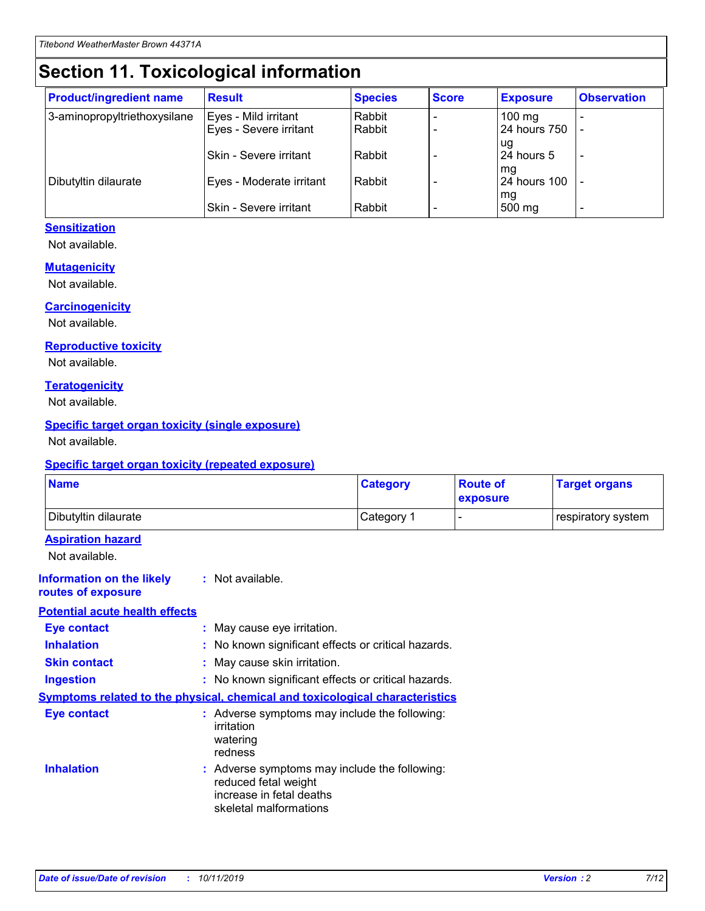# Section 11. Toxicological information

| Product/ingredient name | Result | Species | Score | Exposure | Observation |
|---|---|---|---|---|---|
| 3-aminopropyltriethoxysilane | Eyes - Mild irritant | Rabbit | - | 100 mg | - |
| | Eyes - Severe irritant | Rabbit | - | 24 hours 750 ug | - |
| | Skin - Severe irritant | Rabbit | - | 24 hours 5 mg | - |
| Dibutyltin dilaurate | Eyes - Moderate irritant | Rabbit | - | 24 hours 100 mg | - |
| | Skin - Severe irritant | Rabbit | - | 500 mg | - |

### Sensitization

Not available.

### Mutagenicity

Not available.

### Carcinogenicity

Not available.

### Reproductive toxicity

Not available.

### Teratogenicity

Not available.

### Specific target organ toxicity (single exposure)

Not available.

### Specific target organ toxicity (repeated exposure)

| Name | Category | Route of exposure | Target organs |
|---|---|---|---|
| Dibutyltin dilaurate | Category 1 | - | respiratory system |

### Aspiration hazard

Not available.

**Information on the likely routes of exposure** : Not available.

### Potential acute health effects

**Eye contact** : May cause eye irritation.

**Inhalation** : No known significant effects or critical hazards.

**Skin contact** : May cause skin irritation.

**Ingestion** : No known significant effects or critical hazards.

### Symptoms related to the physical, chemical and toxicological characteristics

**Eye contact** : Adverse symptoms may include the following:
irritation
watering
redness

**Inhalation** : Adverse symptoms may include the following:
reduced fetal weight
increase in fetal deaths
skeletal malformations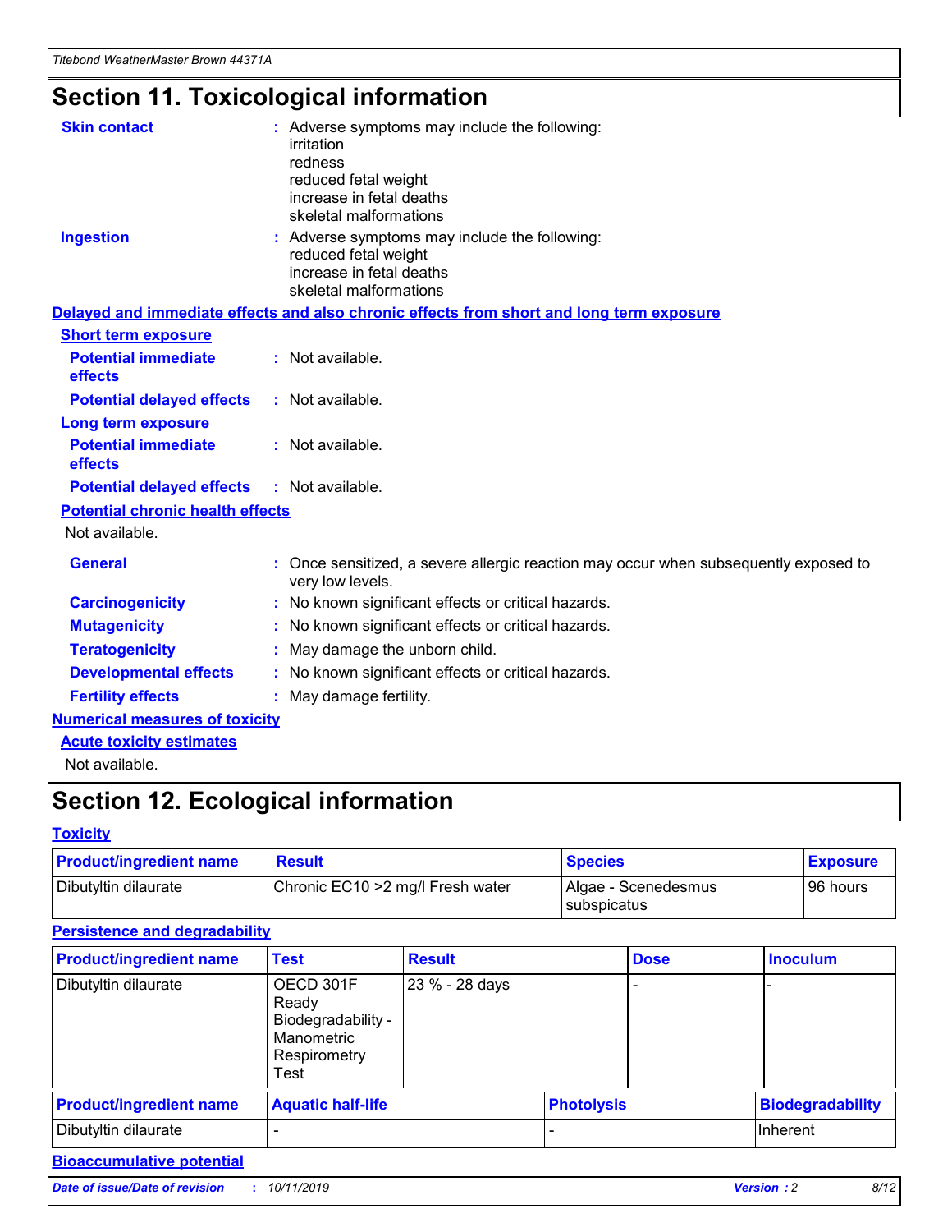# Section 11. Toxicological information

**Skin contact** : Adverse symptoms may include the following:
irritation
redness
reduced fetal weight
increase in fetal deaths
skeletal malformations

**Ingestion** : Adverse symptoms may include the following:
reduced fetal weight
increase in fetal deaths
skeletal malformations

## Delayed and immediate effects and also chronic effects from short and long term exposure

### Short term exposure

**Potential immediate effects** : Not available.

**Potential delayed effects** : Not available.

### Long term exposure

**Potential immediate effects** : Not available.

**Potential delayed effects** : Not available.

### Potential chronic health effects

Not available.

**General** : Once sensitized, a severe allergic reaction may occur when subsequently exposed to very low levels.

**Carcinogenicity** : No known significant effects or critical hazards.

**Mutagenicity** : No known significant effects or critical hazards.

**Teratogenicity** : May damage the unborn child.

**Developmental effects** : No known significant effects or critical hazards.

**Fertility effects** : May damage fertility.

## Numerical measures of toxicity

### Acute toxicity estimates

Not available.

# Section 12. Ecological information

## Toxicity

| Product/ingredient name | Result | Species | Exposure |
|---|---|---|---|
| Dibutyltin dilaurate | Chronic EC10 >2 mg/l Fresh water | Algae - Scenedesmus subspicatus | 96 hours |

## Persistence and degradability

| Product/ingredient name | Test | Result | Dose | Inoculum |
|---|---|---|---|---|
| Dibutyltin dilaurate | OECD 301F Ready Biodegradability - Manometric Respirometry Test | 23 % - 28 days | - | - |

| Product/ingredient name | Aquatic half-life | Photolysis | Biodegradability |
|---|---|---|---|
| Dibutyltin dilaurate | - | - | Inherent |

## Bioaccumulative potential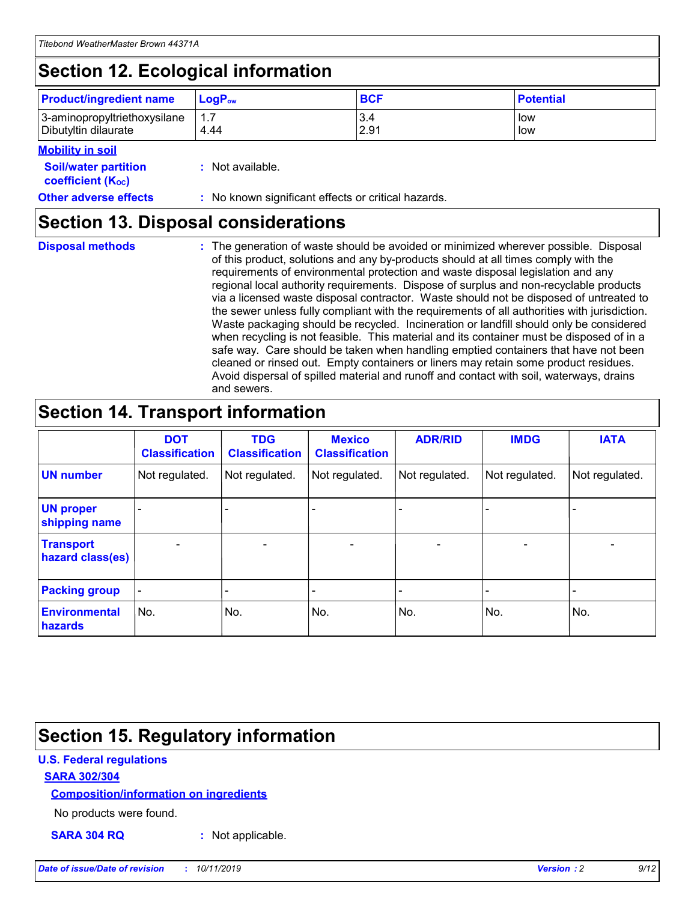## Section 12. Ecological information

| Product/ingredient name | $LogP_{ow}$ | BCF | Potential |
| --- | --- | --- | --- |
| 3-aminopropyltriethoxysilane | 1.7 | 3.4 | low |
| Dibutyltin dilaurate | 4.44 | 2.91 | low |

**Mobility in soil**

**Soil/water partition coefficient ($K_{OC}$)** : Not available.

**Other adverse effects** : No known significant effects or critical hazards.

## Section 13. Disposal considerations

**Disposal methods** : The generation of waste should be avoided or minimized wherever possible. Disposal of this product, solutions and any by-products should at all times comply with the requirements of environmental protection and waste disposal legislation and any regional local authority requirements. Dispose of surplus and non-recyclable products via a licensed waste disposal contractor. Waste should not be disposed of untreated to the sewer unless fully compliant with the requirements of all authorities with jurisdiction. Waste packaging should be recycled. Incineration or landfill should only be considered when recycling is not feasible. This material and its container must be disposed of in a safe way. Care should be taken when handling emptied containers that have not been cleaned or rinsed out. Empty containers or liners may retain some product residues. Avoid dispersal of spilled material and runoff and contact with soil, waterways, drains and sewers.

## Section 14. Transport information

| | DOT Classification | TDG Classification | Mexico Classification | ADR/RID | IMDG | IATA |
| --- | --- | --- | --- | --- | --- | --- |
| UN number | Not regulated. | Not regulated. | Not regulated. | Not regulated. | Not regulated. | Not regulated. |
| UN proper shipping name | - | - | - | - | - | - |
| Transport hazard class(es) | - | - | - | - | - | - |
| Packing group | - | - | - | - | - | - |
| Environmental hazards | No. | No. | No. | No. | No. | No. |

## Section 15. Regulatory information

**U.S. Federal regulations**

**SARA 302/304**

**Composition/information on ingredients**

No products were found.

**SARA 304 RQ** : Not applicable.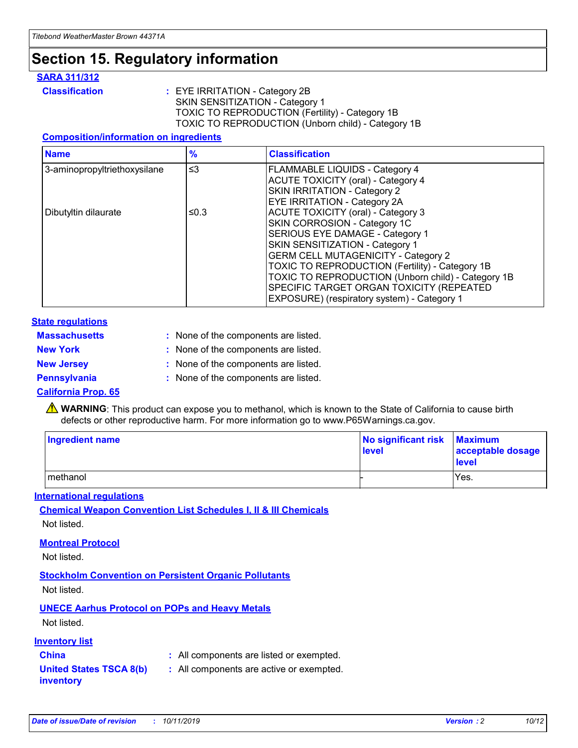# Section 15. Regulatory information

### SARA 311/312

**Classification** : EYE IRRITATION - Category 2B
SKIN SENSITIZATION - Category 1
TOXIC TO REPRODUCTION (Fertility) - Category 1B
TOXIC TO REPRODUCTION (Unborn child) - Category 1B

#### Composition/information on ingredients

| Name | % | Classification |
|---|---|---|
| 3-aminopropyltriethoxysilane | ≤3 | FLAMMABLE LIQUIDS - Category 4<br>ACUTE TOXICITY (oral) - Category 4<br>SKIN IRRITATION - Category 2<br>EYE IRRITATION - Category 2A |
| Dibutyltin dilaurate | ≤0.3 | ACUTE TOXICITY (oral) - Category 3<br>SKIN CORROSION - Category 1C<br>SERIOUS EYE DAMAGE - Category 1<br>SKIN SENSITIZATION - Category 1<br>GERM CELL MUTAGENICITY - Category 2<br>TOXIC TO REPRODUCTION (Fertility) - Category 1B<br>TOXIC TO REPRODUCTION (Unborn child) - Category 1B<br>SPECIFIC TARGET ORGAN TOXICITY (REPEATED EXPOSURE) (respiratory system) - Category 1 |

### State regulations

**Massachusetts** : None of the components are listed.

**New York** : None of the components are listed.

**New Jersey** : None of the components are listed.

**Pennsylvania** : None of the components are listed.

### California Prop. 65

⚠ **WARNING**: This product can expose you to methanol, which is known to the State of California to cause birth defects or other reproductive harm. For more information go to www.P65Warnings.ca.gov.

| Ingredient name | No significant risk level | Maximum acceptable dosage level |
|---|---|---|
| methanol | - | Yes. |

### International regulations

#### Chemical Weapon Convention List Schedules I, II & III Chemicals

Not listed.

#### Montreal Protocol

Not listed.

#### Stockholm Convention on Persistent Organic Pollutants

Not listed.

#### UNECE Aarhus Protocol on POPs and Heavy Metals

Not listed.

### Inventory list

**China** : All components are listed or exempted.

**United States TSCA 8(b) inventory** : All components are active or exempted.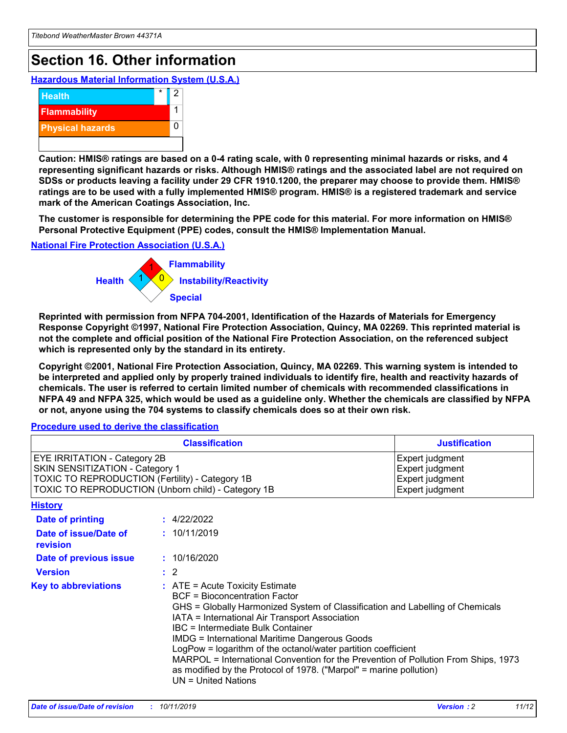# Section 16. Other information

### Hazardous Material Information System (U.S.A.)

| | | |
|---|---|---|
| Health | * | 2 |
| Flammability | | 1 |
| Physical hazards | | 0 |
| | | |

**Caution: HMIS® ratings are based on a 0-4 rating scale, with 0 representing minimal hazards or risks, and 4 representing significant hazards or risks. Although HMIS® ratings and the associated label are not required on SDSs or products leaving a facility under 29 CFR 1910.1200, the preparer may choose to provide them. HMIS® ratings are to be used with a fully implemented HMIS® program. HMIS® is a registered trademark and service mark of the American Coatings Association, Inc.**

**The customer is responsible for determining the PPE code for this material. For more information on HMIS® Personal Protective Equipment (PPE) codes, consult the HMIS® Implementation Manual.**

### National Fire Protection Association (U.S.A.)

Health: 1
Flammability: 1
Instability/Reactivity: 0
Special:

**Reprinted with permission from NFPA 704-2001, Identification of the Hazards of Materials for Emergency Response Copyright ©1997, National Fire Protection Association, Quincy, MA 02269. This reprinted material is not the complete and official position of the National Fire Protection Association, on the referenced subject which is represented only by the standard in its entirety.**

**Copyright ©2001, National Fire Protection Association, Quincy, MA 02269. This warning system is intended to be interpreted and applied only by properly trained individuals to identify fire, health and reactivity hazards of chemicals. The user is referred to certain limited number of chemicals with recommended classifications in NFPA 49 and NFPA 325, which would be used as a guideline only. Whether the chemicals are classified by NFPA or not, anyone using the 704 systems to classify chemicals does so at their own risk.**

### Procedure used to derive the classification

| Classification | Justification |
|---|---|
| EYE IRRITATION - Category 2B | Expert judgment |
| SKIN SENSITIZATION - Category 1 | Expert judgment |
| TOXIC TO REPRODUCTION (Fertility) - Category 1B | Expert judgment |
| TOXIC TO REPRODUCTION (Unborn child) - Category 1B | Expert judgment |

### History

**Date of printing** : 4/22/2022

**Date of issue/Date of revision** : 10/11/2019

**Date of previous issue** : 10/16/2020

**Version** : 2

**Key to abbreviations** :
ATE = Acute Toxicity Estimate
BCF = Bioconcentration Factor
GHS = Globally Harmonized System of Classification and Labelling of Chemicals
IATA = International Air Transport Association
IBC = Intermediate Bulk Container
IMDG = International Maritime Dangerous Goods
LogPow = logarithm of the octanol/water partition coefficient
MARPOL = International Convention for the Prevention of Pollution From Ships, 1973 as modified by the Protocol of 1978. ("Marpol" = marine pollution)
UN = United Nations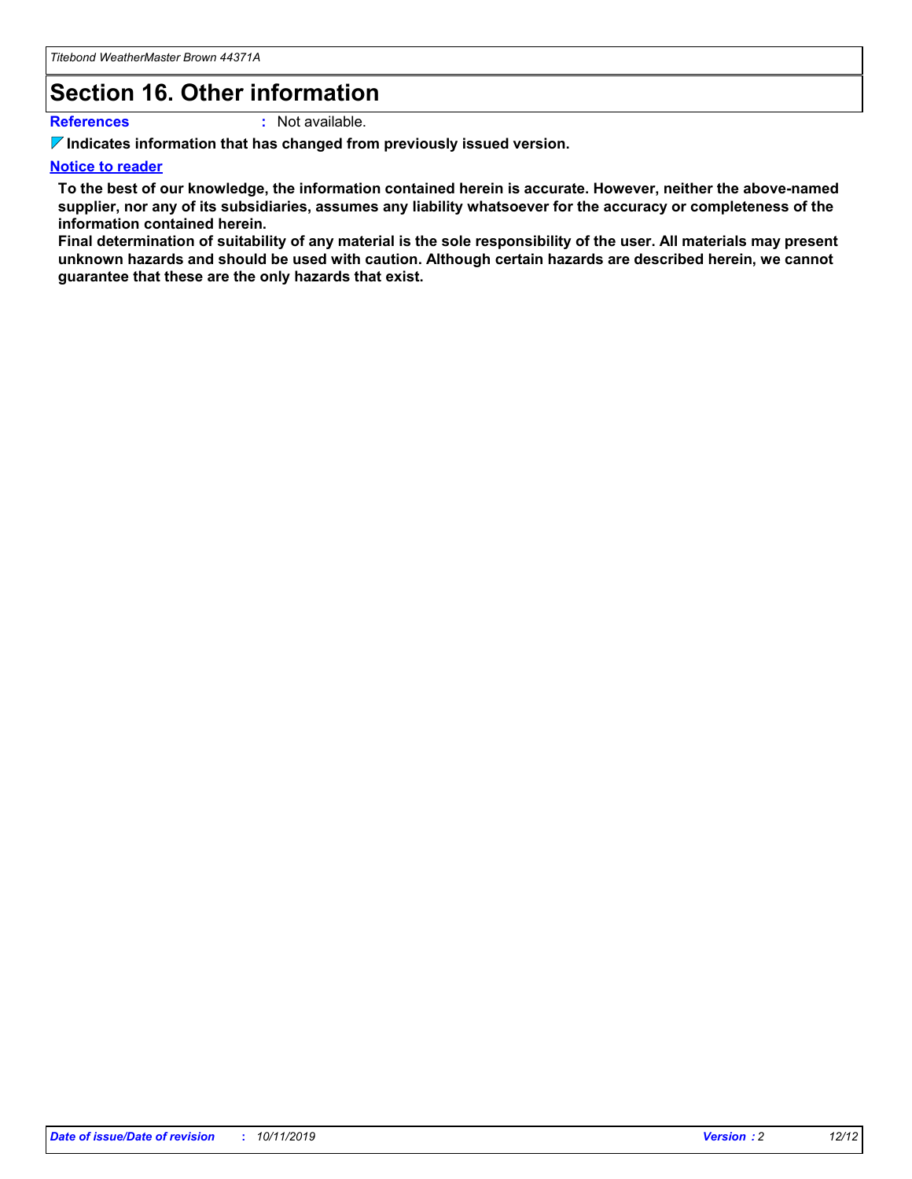# Section 16. Other information

**References** : Not available.

**Indicates information that has changed from previously issued version.**

**Notice to reader**

**To the best of our knowledge, the information contained herein is accurate. However, neither the above-named supplier, nor any of its subsidiaries, assumes any liability whatsoever for the accuracy or completeness of the information contained herein.**

**Final determination of suitability of any material is the sole responsibility of the user. All materials may present unknown hazards and should be used with caution. Although certain hazards are described herein, we cannot guarantee that these are the only hazards that exist.**